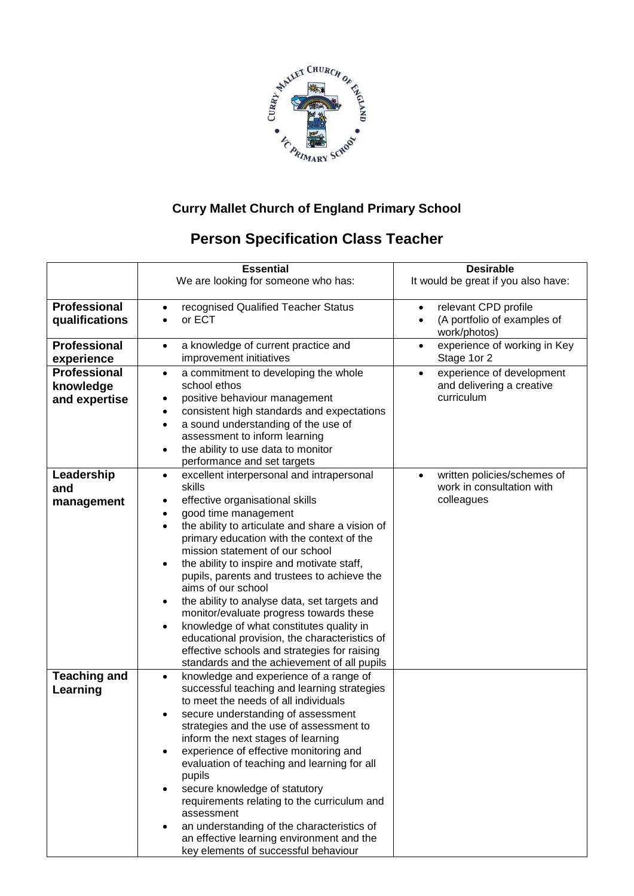# Curry Mallet Church of England Primary School

## Person Specification Class Teacher

| | **Essential**<br>We are looking for someone who has: | **Desirable**<br>It would be great if you also have: |
|---|---|---|
| **Professional qualifications** | • recognised Qualified Teacher Status<br>• or ECT | • relevant CPD profile<br>• (A portfolio of examples of work/photos) |
| **Professional experience** | • a knowledge of current practice and improvement initiatives | • experience of working in Key Stage 1or 2 |
| **Professional knowledge and expertise** | • a commitment to developing the whole school ethos<br>• positive behaviour management<br>• consistent high standards and expectations<br>• a sound understanding of the use of assessment to inform learning<br>• the ability to use data to monitor performance and set targets | • experience of development and delivering a creative curriculum |
| **Leadership and management** | • excellent interpersonal and intrapersonal skills<br>• effective organisational skills<br>• good time management<br>• the ability to articulate and share a vision of primary education with the context of the mission statement of our school<br>• the ability to inspire and motivate staff, pupils, parents and trustees to achieve the aims of our school<br>• the ability to analyse data, set targets and monitor/evaluate progress towards these<br>• knowledge of what constitutes quality in educational provision, the characteristics of effective schools and strategies for raising standards and the achievement of all pupils | • written policies/schemes of work in consultation with colleagues |
| **Teaching and Learning** | • knowledge and experience of a range of successful teaching and learning strategies to meet the needs of all individuals<br>• secure understanding of assessment strategies and the use of assessment to inform the next stages of learning<br>• experience of effective monitoring and evaluation of teaching and learning for all pupils<br>• secure knowledge of statutory requirements relating to the curriculum and assessment<br>• an understanding of the characteristics of an effective learning environment and the key elements of successful behaviour | |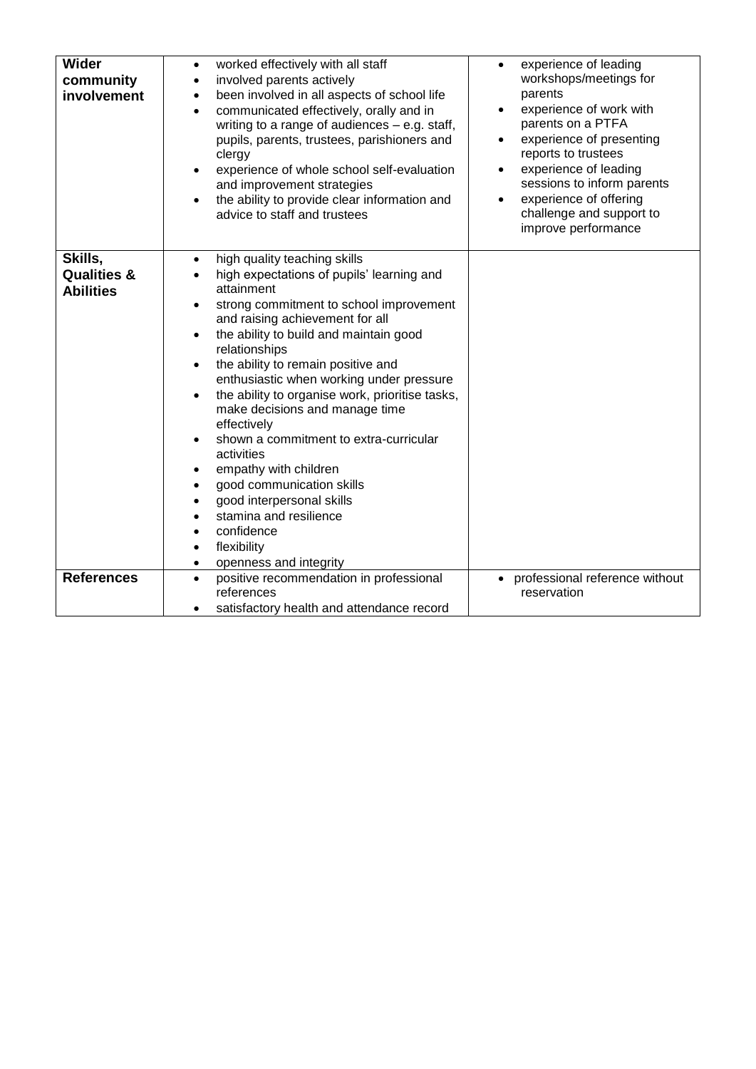| | | |
|---|---|---|
| **Wider community involvement** | • worked effectively with all staff<br>• involved parents actively<br>• been involved in all aspects of school life<br>• communicated effectively, orally and in writing to a range of audiences – e.g. staff, pupils, parents, trustees, parishioners and clergy<br>• experience of whole school self-evaluation and improvement strategies<br>• the ability to provide clear information and advice to staff and trustees | • experience of leading workshops/meetings for parents<br>• experience of work with parents on a PTFA<br>• experience of presenting reports to trustees<br>• experience of leading sessions to inform parents<br>• experience of offering challenge and support to improve performance |
| **Skills, Qualities & Abilities** | • high quality teaching skills<br>• high expectations of pupils' learning and attainment<br>• strong commitment to school improvement and raising achievement for all<br>• the ability to build and maintain good relationships<br>• the ability to remain positive and enthusiastic when working under pressure<br>• the ability to organise work, prioritise tasks, make decisions and manage time effectively<br>• shown a commitment to extra-curricular activities<br>• empathy with children<br>• good communication skills<br>• good interpersonal skills<br>• stamina and resilience<br>• confidence<br>• flexibility<br>• openness and integrity | |
| **References** | • positive recommendation in professional references<br>• satisfactory health and attendance record | • professional reference without reservation |